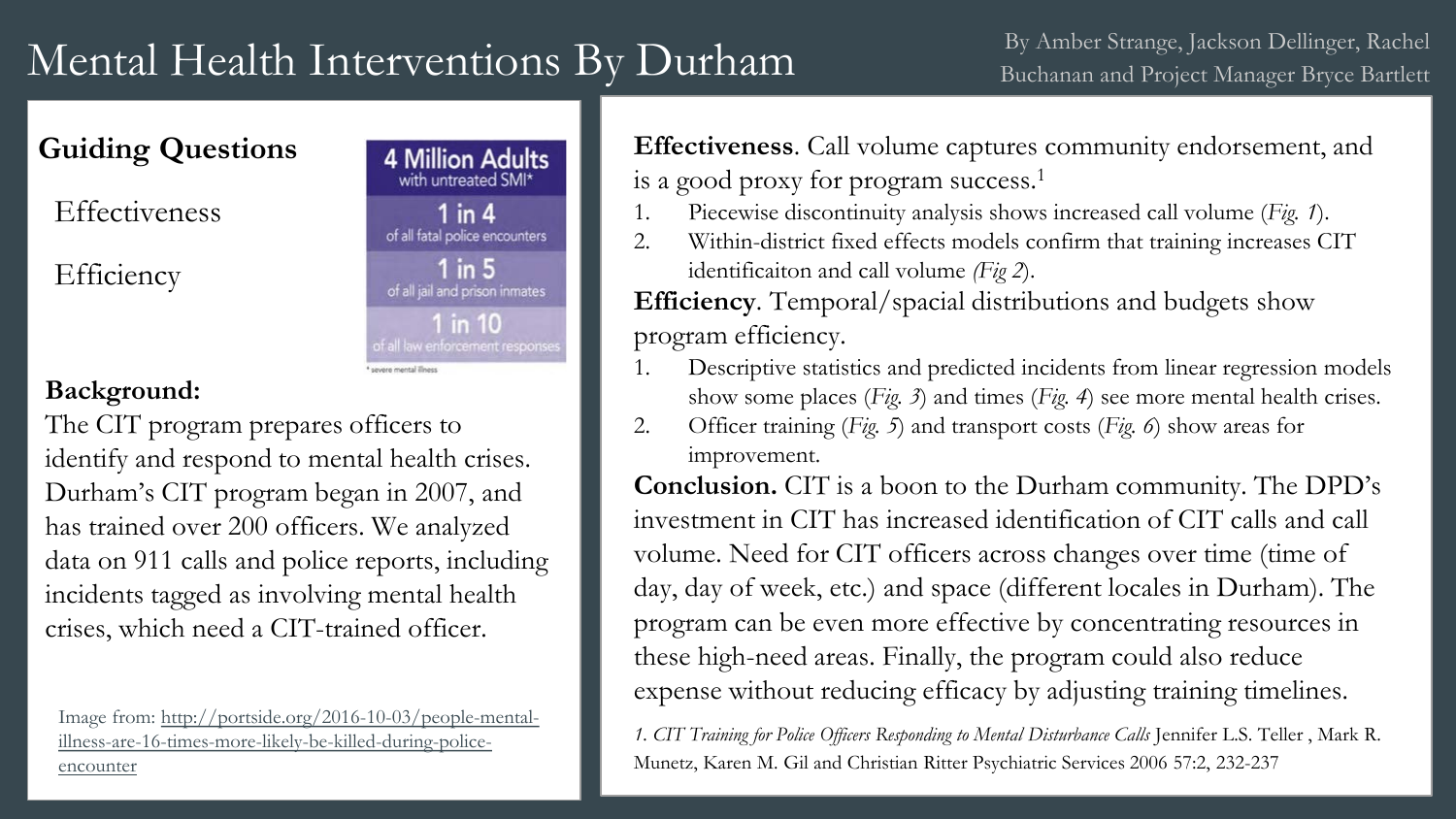# Mental Health Interventions By Durham

By Amber Strange, Jackson Dellinger, Rachel Buchanan and Project Manager Bryce Bartlett

**Guiding Questions**

Effectiveness

Efficiency

4 Million Adults
with untreated SMI*

1 in 4
of all fatal police encounters

1 in 5
of all jail and prison inmates

1 in 10
of all law enforcement responses

* severe mental illness

**Background:**
The CIT program prepares officers to identify and respond to mental health crises. Durham's CIT program began in 2007, and has trained over 200 officers. We analyzed data on 911 calls and police reports, including incidents tagged as involving mental health crises, which need a CIT-trained officer.

Image from: http://portside.org/2016-10-03/people-mental-illness-are-16-times-more-likely-be-killed-during-police-encounter

**Effectiveness**. Call volume captures community endorsement, and is a good proxy for program success.[1]

1. Piecewise discontinuity analysis shows increased call volume (*Fig. 1*).
2. Within-district fixed effects models confirm that training increases CIT identificaiton and call volume *(Fig 2)*.

**Efficiency**. Temporal/spacial distributions and budgets show program efficiency.

1. Descriptive statistics and predicted incidents from linear regression models show some places (*Fig. 3*) and times (*Fig. 4*) see more mental health crises.
2. Officer training (*Fig. 5*) and transport costs (*Fig. 6*) show areas for improvement.

**Conclusion.** CIT is a boon to the Durham community. The DPD's investment in CIT has increased identification of CIT calls and call volume. Need for CIT officers across changes over time (time of day, day of week, etc.) and space (different locales in Durham). The program can be even more effective by concentrating resources in these high-need areas. Finally, the program could also reduce expense without reducing efficacy by adjusting training timelines.

1. *CIT Training for Police Officers Responding to Mental Disturbance Calls* Jennifer L.S. Teller , Mark R. Munetz, Karen M. Gil and Christian Ritter Psychiatric Services 2006 57:2, 232-237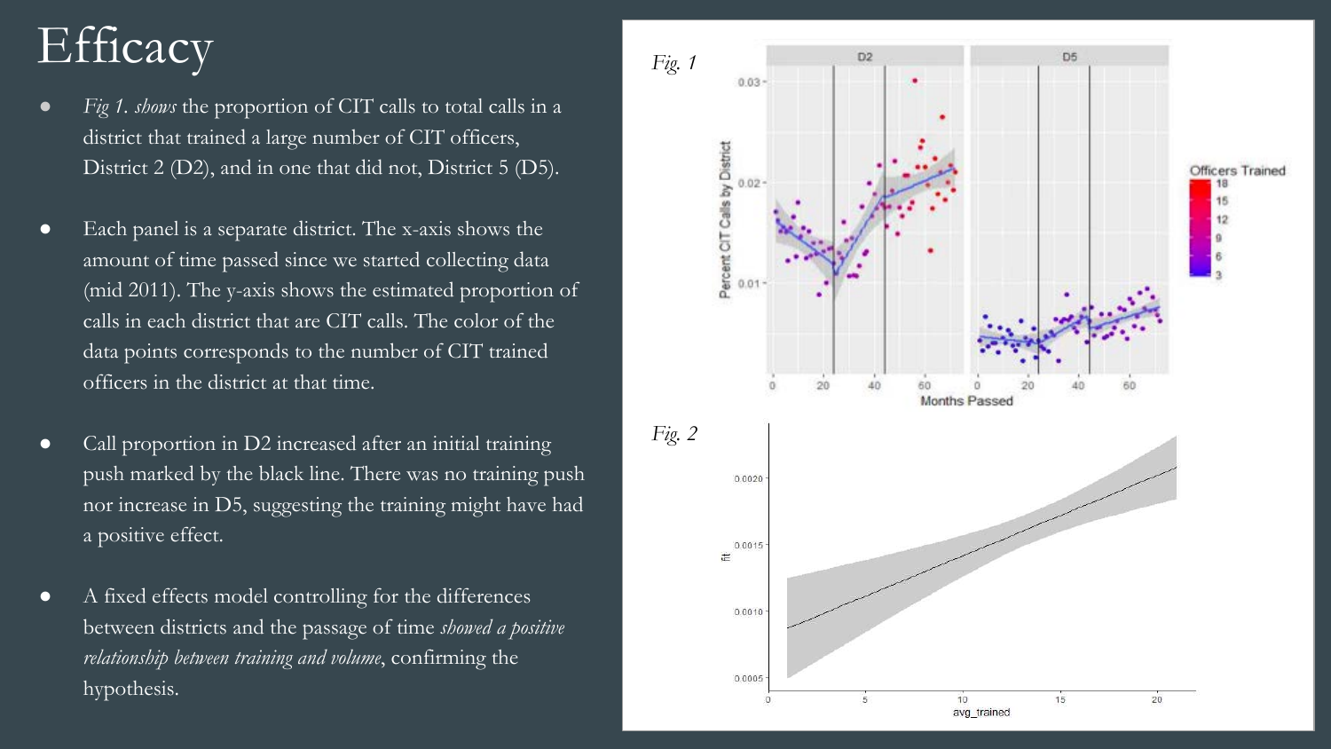# Efficacy

- *Fig 1. shows* the proportion of CIT calls to total calls in a district that trained a large number of CIT officers, District 2 (D2), and in one that did not, District 5 (D5).
- Each panel is a separate district. The x-axis shows the amount of time passed since we started collecting data (mid 2011). The y-axis shows the estimated proportion of calls in each district that are CIT calls. The color of the data points corresponds to the number of CIT trained officers in the district at that time.
- Call proportion in D2 increased after an initial training push marked by the black line. There was no training push nor increase in D5, suggesting the training might have had a positive effect.
- A fixed effects model controlling for the differences between districts and the passage of time *showed a positive relationship between training and volume*, confirming the hypothesis.

*Fig. 1*

D2

D5

Percent CIT Calls by District

0.03
0.02
0.01

0
20
40
60

Months Passed

Officers Trained
18
15
12
9
6
3

*Fig. 2*

fit

0.0020
0.0015
0.0010
0.0005

0
5
10
15
20

avg_trained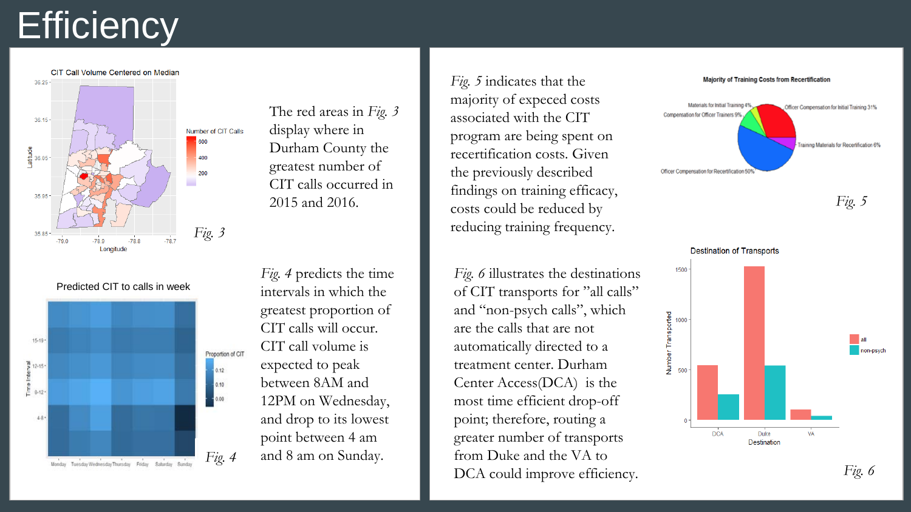# Efficiency

CIT Call Volume Centered on Median

36.25
36.15
36.05
35.95
35.85
Latitude
-79.0
-78.9
-78.8
-78.7
Longitude

Number of CIT Calls
600
400
200

*Fig. 3*

The red areas in *Fig. 3* display where in Durham County the greatest number of CIT calls occurred in 2015 and 2016.

Predicted CIT to calls in week

15-19
12-15
8-12
4-8
Time Interval
Monday Tuesday Wednesday Thursday Friday Saturday Sunday

Proportion of CIT
0.12
0.10
0.08

*Fig. 4*

*Fig. 4* predicts the time intervals in which the greatest proportion of CIT calls will occur. CIT call volume is expected to peak between 8AM and 12PM on Wednesday, and drop to its lowest point between 4 am and 8 am on Sunday.

*Fig. 5* indicates that the majority of expeced costs associated with the CIT program are being spent on recertification costs. Given the previously described findings on training efficacy, costs could be reduced by reducing training frequency.

Majority of Training Costs from Recertification

Materials for Initial Training 4%
Compensation for Officer Trainers 9%
Officer Compensation for Initial Training 31%
Training Materials for Recertification 6%
Officer Compensation for Recertification 50%

*Fig. 5*

*Fig. 6* illustrates the destinations of CIT transports for "all calls" and "non-psych calls", which are the calls that are not automatically directed to a treatment center. Durham Center Access(DCA) is the most time efficient drop-off point; therefore, routing a greater number of transports from Duke and the VA to DCA could improve efficiency.

Destination of Transports

1500
1000
500
0
Number Transported
DCA
Duke
VA
Destination
all
non-psych

*Fig. 6*